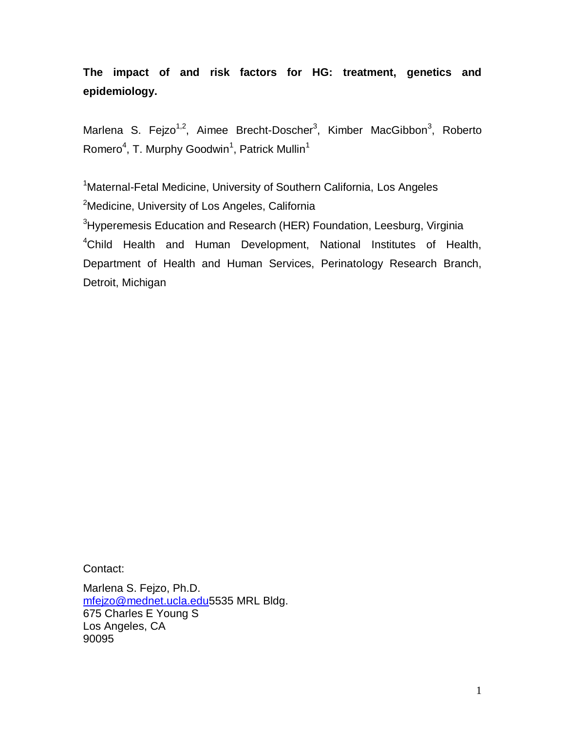# The impact of and risk factors for HG: treatment, genetics and epidemiology.

Marlena S. Fejzo[1,2], Aimee Brecht-Doscher[3], Kimber MacGibbon[3], Roberto Romero[4], T. Murphy Goodwin[1], Patrick Mullin[1]

[1]Maternal-Fetal Medicine, University of Southern California, Los Angeles

[2]Medicine, University of Los Angeles, California

[3]Hyperemesis Education and Research (HER) Foundation, Leesburg, Virginia

[4]Child Health and Human Development, National Institutes of Health, Department of Health and Human Services, Perinatology Research Branch, Detroit, Michigan

Contact:

Marlena S. Fejzo, Ph.D.
mfejzo@mednet.ucla.edu5535 MRL Bldg.
675 Charles E Young S
Los Angeles, CA
90095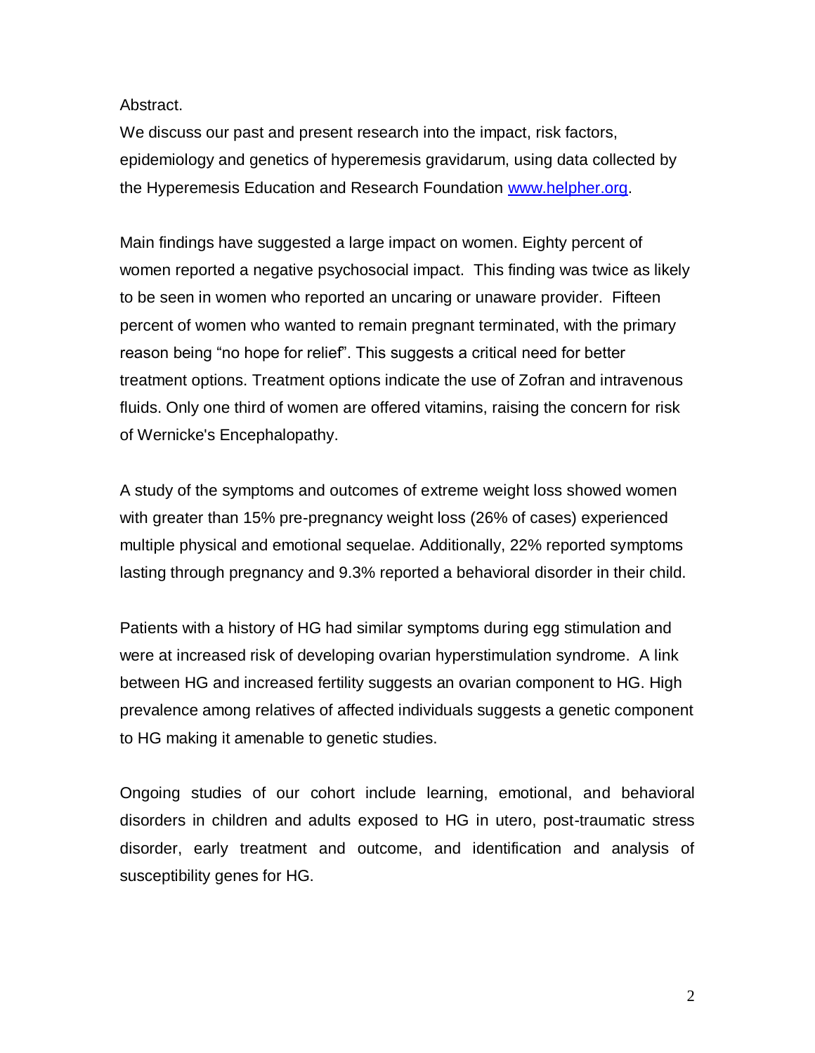Abstract.

We discuss our past and present research into the impact, risk factors, epidemiology and genetics of hyperemesis gravidarum, using data collected by the Hyperemesis Education and Research Foundation [www.helpher.org](http://www.helpher.org).

Main findings have suggested a large impact on women. Eighty percent of women reported a negative psychosocial impact. This finding was twice as likely to be seen in women who reported an uncaring or unaware provider. Fifteen percent of women who wanted to remain pregnant terminated, with the primary reason being "no hope for relief". This suggests a critical need for better treatment options. Treatment options indicate the use of Zofran and intravenous fluids. Only one third of women are offered vitamins, raising the concern for risk of Wernicke's Encephalopathy.

A study of the symptoms and outcomes of extreme weight loss showed women with greater than 15% pre-pregnancy weight loss (26% of cases) experienced multiple physical and emotional sequelae. Additionally, 22% reported symptoms lasting through pregnancy and 9.3% reported a behavioral disorder in their child.

Patients with a history of HG had similar symptoms during egg stimulation and were at increased risk of developing ovarian hyperstimulation syndrome. A link between HG and increased fertility suggests an ovarian component to HG. High prevalence among relatives of affected individuals suggests a genetic component to HG making it amenable to genetic studies.

Ongoing studies of our cohort include learning, emotional, and behavioral disorders in children and adults exposed to HG in utero, post-traumatic stress disorder, early treatment and outcome, and identification and analysis of susceptibility genes for HG.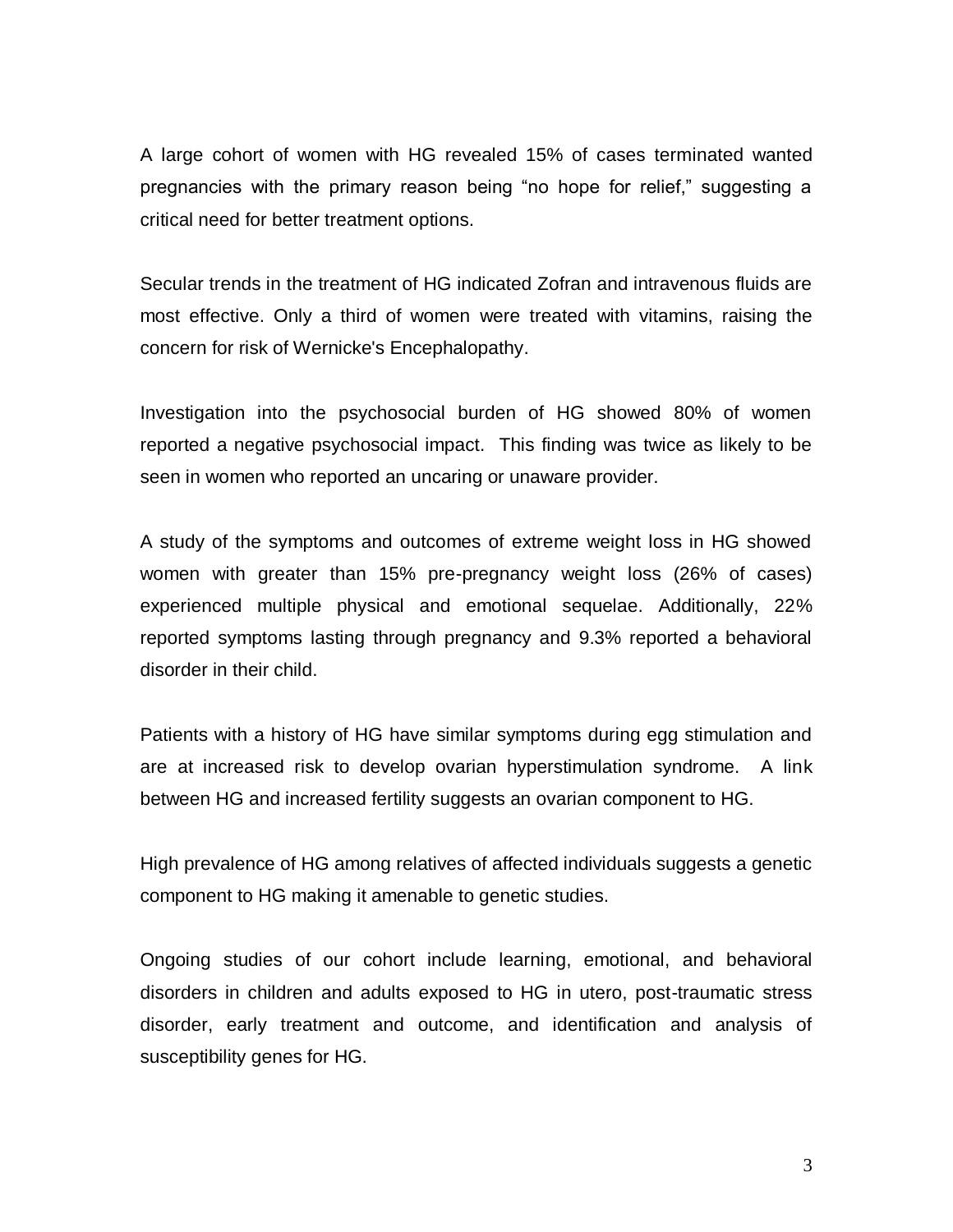A large cohort of women with HG revealed 15% of cases terminated wanted pregnancies with the primary reason being "no hope for relief," suggesting a critical need for better treatment options.

Secular trends in the treatment of HG indicated Zofran and intravenous fluids are most effective. Only a third of women were treated with vitamins, raising the concern for risk of Wernicke's Encephalopathy.

Investigation into the psychosocial burden of HG showed 80% of women reported a negative psychosocial impact. This finding was twice as likely to be seen in women who reported an uncaring or unaware provider.

A study of the symptoms and outcomes of extreme weight loss in HG showed women with greater than 15% pre-pregnancy weight loss (26% of cases) experienced multiple physical and emotional sequelae. Additionally, 22% reported symptoms lasting through pregnancy and 9.3% reported a behavioral disorder in their child.

Patients with a history of HG have similar symptoms during egg stimulation and are at increased risk to develop ovarian hyperstimulation syndrome. A link between HG and increased fertility suggests an ovarian component to HG.

High prevalence of HG among relatives of affected individuals suggests a genetic component to HG making it amenable to genetic studies.

Ongoing studies of our cohort include learning, emotional, and behavioral disorders in children and adults exposed to HG in utero, post-traumatic stress disorder, early treatment and outcome, and identification and analysis of susceptibility genes for HG.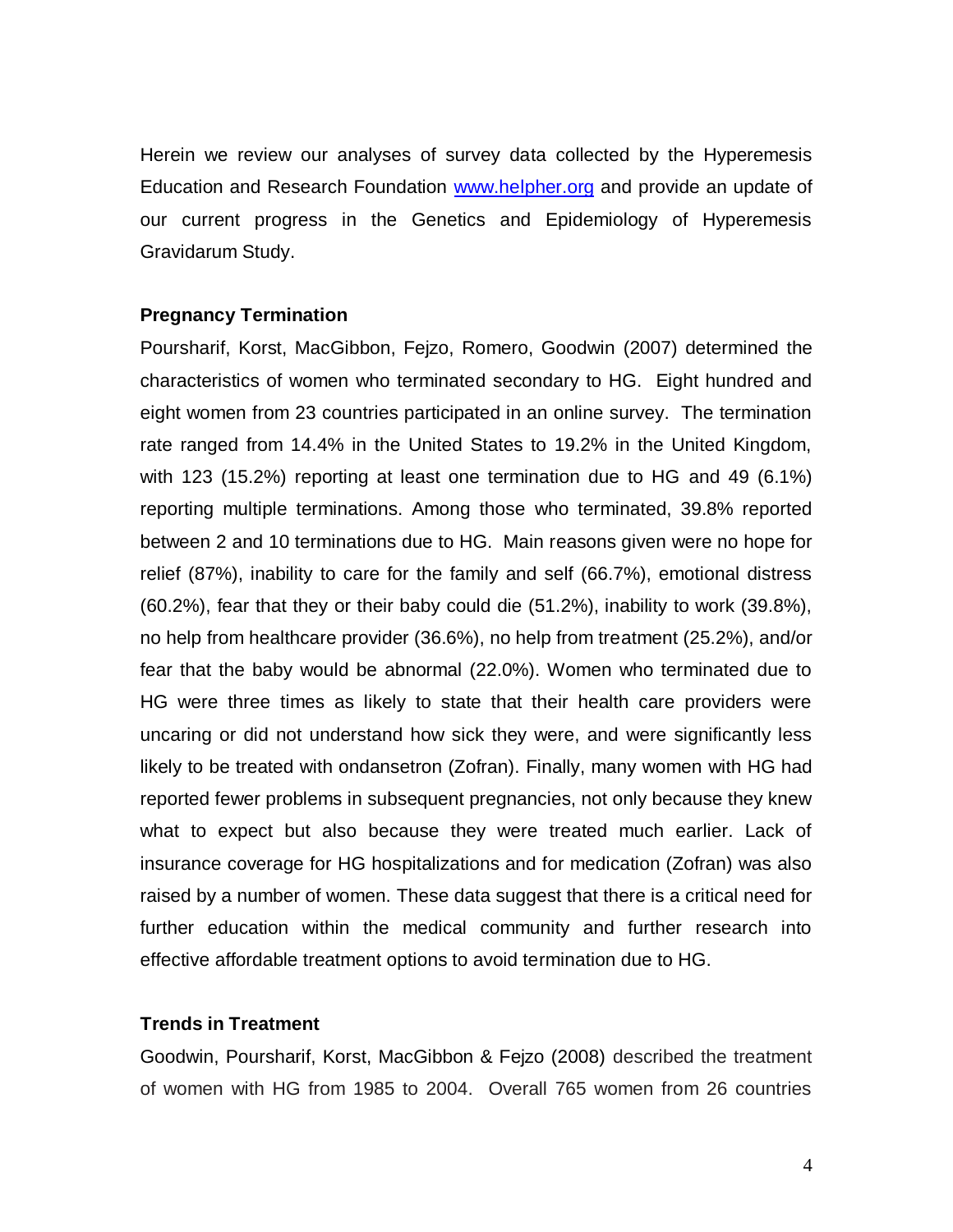Herein we review our analyses of survey data collected by the Hyperemesis Education and Research Foundation [www.helpher.org](http://www.helpher.org) and provide an update of our current progress in the Genetics and Epidemiology of Hyperemesis Gravidarum Study.

### Pregnancy Termination

Poursharif, Korst, MacGibbon, Fejzo, Romero, Goodwin (2007) determined the characteristics of women who terminated secondary to HG. Eight hundred and eight women from 23 countries participated in an online survey. The termination rate ranged from 14.4% in the United States to 19.2% in the United Kingdom, with 123 (15.2%) reporting at least one termination due to HG and 49 (6.1%) reporting multiple terminations. Among those who terminated, 39.8% reported between 2 and 10 terminations due to HG. Main reasons given were no hope for relief (87%), inability to care for the family and self (66.7%), emotional distress (60.2%), fear that they or their baby could die (51.2%), inability to work (39.8%), no help from healthcare provider (36.6%), no help from treatment (25.2%), and/or fear that the baby would be abnormal (22.0%). Women who terminated due to HG were three times as likely to state that their health care providers were uncaring or did not understand how sick they were, and were significantly less likely to be treated with ondansetron (Zofran). Finally, many women with HG had reported fewer problems in subsequent pregnancies, not only because they knew what to expect but also because they were treated much earlier. Lack of insurance coverage for HG hospitalizations and for medication (Zofran) was also raised by a number of women. These data suggest that there is a critical need for further education within the medical community and further research into effective affordable treatment options to avoid termination due to HG.

### Trends in Treatment

Goodwin, Poursharif, Korst, MacGibbon & Fejzo (2008) described the treatment of women with HG from 1985 to 2004. Overall 765 women from 26 countries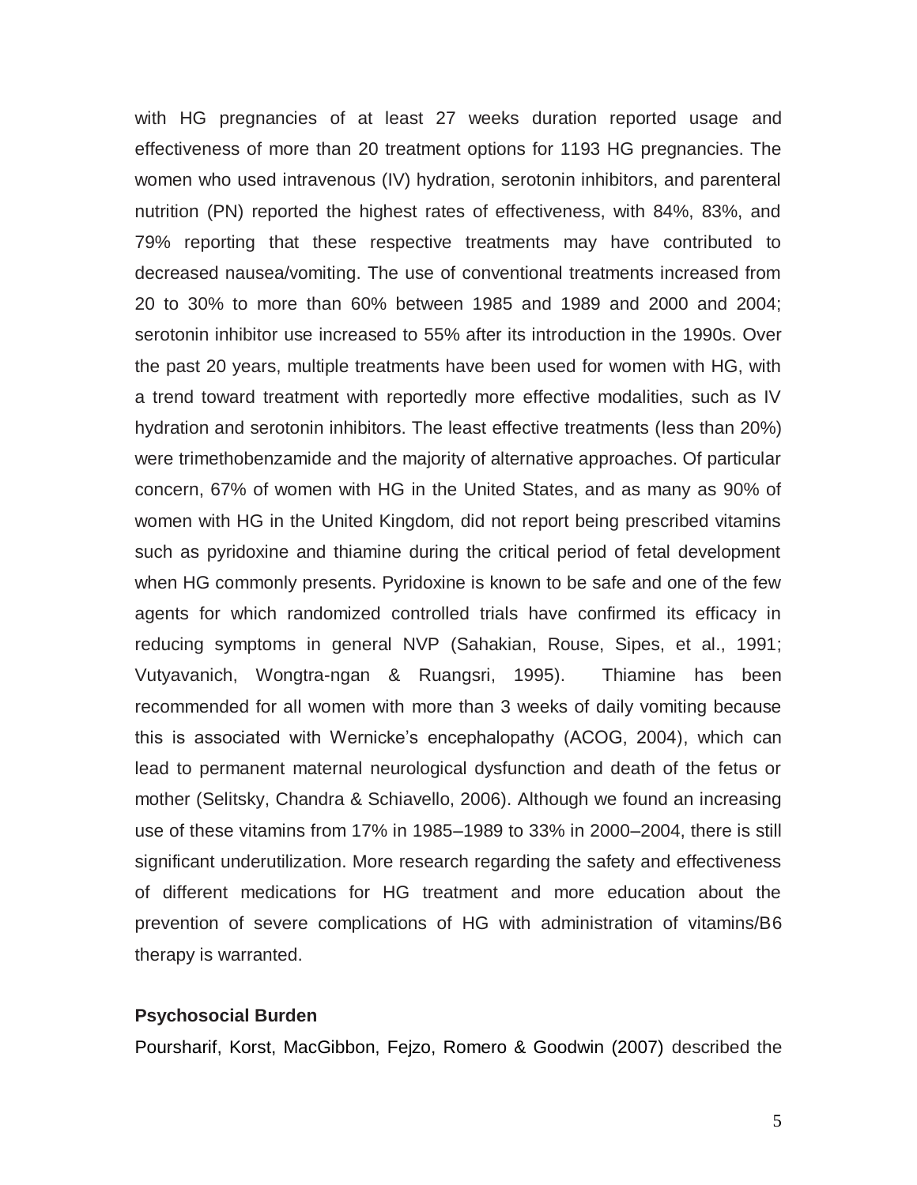with HG pregnancies of at least 27 weeks duration reported usage and effectiveness of more than 20 treatment options for 1193 HG pregnancies. The women who used intravenous (IV) hydration, serotonin inhibitors, and parenteral nutrition (PN) reported the highest rates of effectiveness, with 84%, 83%, and 79% reporting that these respective treatments may have contributed to decreased nausea/vomiting. The use of conventional treatments increased from 20 to 30% to more than 60% between 1985 and 1989 and 2000 and 2004; serotonin inhibitor use increased to 55% after its introduction in the 1990s. Over the past 20 years, multiple treatments have been used for women with HG, with a trend toward treatment with reportedly more effective modalities, such as IV hydration and serotonin inhibitors. The least effective treatments (less than 20%) were trimethobenzamide and the majority of alternative approaches. Of particular concern, 67% of women with HG in the United States, and as many as 90% of women with HG in the United Kingdom, did not report being prescribed vitamins such as pyridoxine and thiamine during the critical period of fetal development when HG commonly presents. Pyridoxine is known to be safe and one of the few agents for which randomized controlled trials have confirmed its efficacy in reducing symptoms in general NVP (Sahakian, Rouse, Sipes, et al., 1991; Vutyavanich, Wongtra-ngan & Ruangsri, 1995). Thiamine has been recommended for all women with more than 3 weeks of daily vomiting because this is associated with Wernicke's encephalopathy (ACOG, 2004), which can lead to permanent maternal neurological dysfunction and death of the fetus or mother (Selitsky, Chandra & Schiavello, 2006). Although we found an increasing use of these vitamins from 17% in 1985–1989 to 33% in 2000–2004, there is still significant underutilization. More research regarding the safety and effectiveness of different medications for HG treatment and more education about the prevention of severe complications of HG with administration of vitamins/B6 therapy is warranted.

**Psychosocial Burden**

Poursharif, Korst, MacGibbon, Fejzo, Romero & Goodwin (2007) described the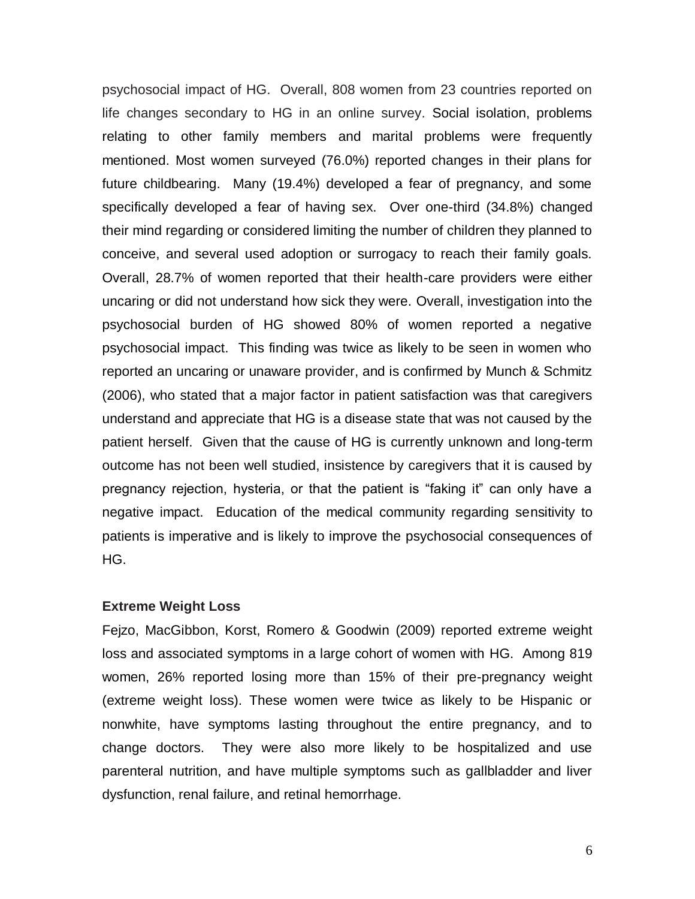psychosocial impact of HG. Overall, 808 women from 23 countries reported on life changes secondary to HG in an online survey. Social isolation, problems relating to other family members and marital problems were frequently mentioned. Most women surveyed (76.0%) reported changes in their plans for future childbearing. Many (19.4%) developed a fear of pregnancy, and some specifically developed a fear of having sex. Over one-third (34.8%) changed their mind regarding or considered limiting the number of children they planned to conceive, and several used adoption or surrogacy to reach their family goals. Overall, 28.7% of women reported that their health-care providers were either uncaring or did not understand how sick they were. Overall, investigation into the psychosocial burden of HG showed 80% of women reported a negative psychosocial impact. This finding was twice as likely to be seen in women who reported an uncaring or unaware provider, and is confirmed by Munch & Schmitz (2006), who stated that a major factor in patient satisfaction was that caregivers understand and appreciate that HG is a disease state that was not caused by the patient herself. Given that the cause of HG is currently unknown and long-term outcome has not been well studied, insistence by caregivers that it is caused by pregnancy rejection, hysteria, or that the patient is "faking it" can only have a negative impact. Education of the medical community regarding sensitivity to patients is imperative and is likely to improve the psychosocial consequences of HG.

**Extreme Weight Loss**

Fejzo, MacGibbon, Korst, Romero & Goodwin (2009) reported extreme weight loss and associated symptoms in a large cohort of women with HG. Among 819 women, 26% reported losing more than 15% of their pre-pregnancy weight (extreme weight loss). These women were twice as likely to be Hispanic or nonwhite, have symptoms lasting throughout the entire pregnancy, and to change doctors. They were also more likely to be hospitalized and use parenteral nutrition, and have multiple symptoms such as gallbladder and liver dysfunction, renal failure, and retinal hemorrhage.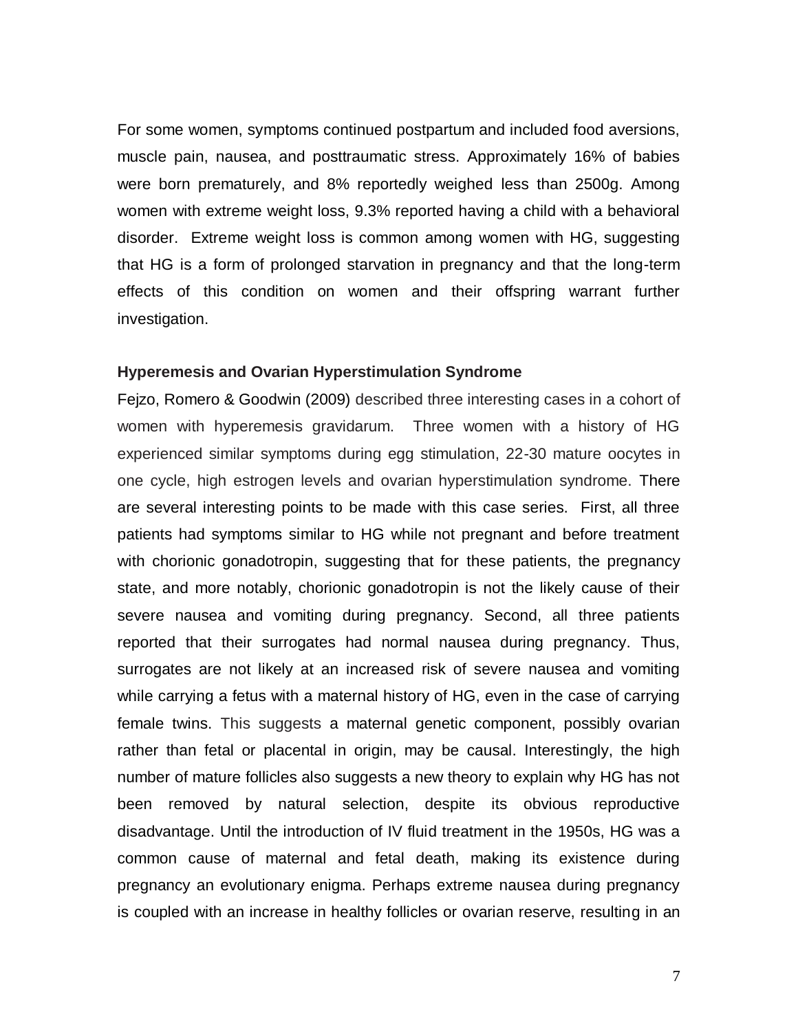For some women, symptoms continued postpartum and included food aversions, muscle pain, nausea, and posttraumatic stress. Approximately 16% of babies were born prematurely, and 8% reportedly weighed less than 2500g. Among women with extreme weight loss, 9.3% reported having a child with a behavioral disorder. Extreme weight loss is common among women with HG, suggesting that HG is a form of prolonged starvation in pregnancy and that the long-term effects of this condition on women and their offspring warrant further investigation.

### Hyperemesis and Ovarian Hyperstimulation Syndrome

Fejzo, Romero & Goodwin (2009) described three interesting cases in a cohort of women with hyperemesis gravidarum. Three women with a history of HG experienced similar symptoms during egg stimulation, 22-30 mature oocytes in one cycle, high estrogen levels and ovarian hyperstimulation syndrome. There are several interesting points to be made with this case series. First, all three patients had symptoms similar to HG while not pregnant and before treatment with chorionic gonadotropin, suggesting that for these patients, the pregnancy state, and more notably, chorionic gonadotropin is not the likely cause of their severe nausea and vomiting during pregnancy. Second, all three patients reported that their surrogates had normal nausea during pregnancy. Thus, surrogates are not likely at an increased risk of severe nausea and vomiting while carrying a fetus with a maternal history of HG, even in the case of carrying female twins. This suggests a maternal genetic component, possibly ovarian rather than fetal or placental in origin, may be causal. Interestingly, the high number of mature follicles also suggests a new theory to explain why HG has not been removed by natural selection, despite its obvious reproductive disadvantage. Until the introduction of IV fluid treatment in the 1950s, HG was a common cause of maternal and fetal death, making its existence during pregnancy an evolutionary enigma. Perhaps extreme nausea during pregnancy is coupled with an increase in healthy follicles or ovarian reserve, resulting in an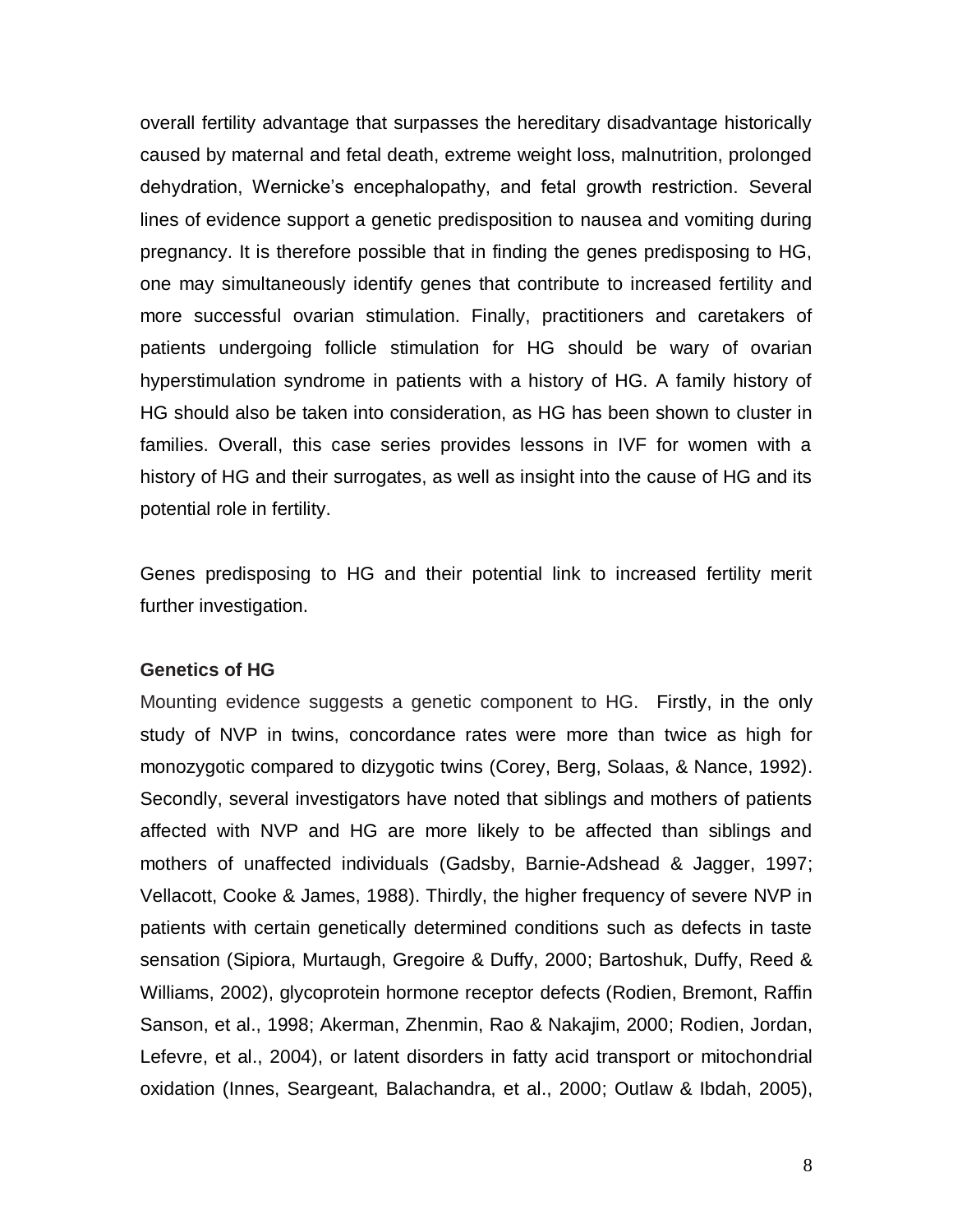overall fertility advantage that surpasses the hereditary disadvantage historically caused by maternal and fetal death, extreme weight loss, malnutrition, prolonged dehydration, Wernicke's encephalopathy, and fetal growth restriction. Several lines of evidence support a genetic predisposition to nausea and vomiting during pregnancy. It is therefore possible that in finding the genes predisposing to HG, one may simultaneously identify genes that contribute to increased fertility and more successful ovarian stimulation. Finally, practitioners and caretakers of patients undergoing follicle stimulation for HG should be wary of ovarian hyperstimulation syndrome in patients with a history of HG. A family history of HG should also be taken into consideration, as HG has been shown to cluster in families. Overall, this case series provides lessons in IVF for women with a history of HG and their surrogates, as well as insight into the cause of HG and its potential role in fertility.

Genes predisposing to HG and their potential link to increased fertility merit further investigation.

**Genetics of HG**

Mounting evidence suggests a genetic component to HG. Firstly, in the only study of NVP in twins, concordance rates were more than twice as high for monozygotic compared to dizygotic twins (Corey, Berg, Solaas, & Nance, 1992). Secondly, several investigators have noted that siblings and mothers of patients affected with NVP and HG are more likely to be affected than siblings and mothers of unaffected individuals (Gadsby, Barnie-Adshead & Jagger, 1997; Vellacott, Cooke & James, 1988). Thirdly, the higher frequency of severe NVP in patients with certain genetically determined conditions such as defects in taste sensation (Sipiora, Murtaugh, Gregoire & Duffy, 2000; Bartoshuk, Duffy, Reed & Williams, 2002), glycoprotein hormone receptor defects (Rodien, Bremont, Raffin Sanson, et al., 1998; Akerman, Zhenmin, Rao & Nakajim, 2000; Rodien, Jordan, Lefevre, et al., 2004), or latent disorders in fatty acid transport or mitochondrial oxidation (Innes, Seargeant, Balachandra, et al., 2000; Outlaw & Ibdah, 2005),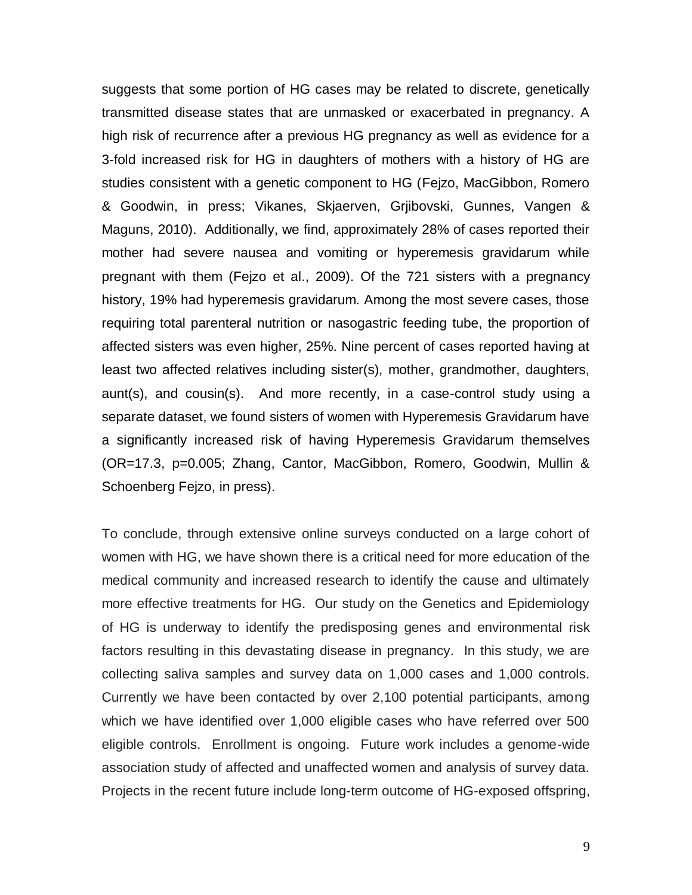suggests that some portion of HG cases may be related to discrete, genetically transmitted disease states that are unmasked or exacerbated in pregnancy. A high risk of recurrence after a previous HG pregnancy as well as evidence for a 3-fold increased risk for HG in daughters of mothers with a history of HG are studies consistent with a genetic component to HG (Fejzo, MacGibbon, Romero & Goodwin, in press; Vikanes, Skjaerven, Grjibovski, Gunnes, Vangen & Maguns, 2010). Additionally, we find, approximately 28% of cases reported their mother had severe nausea and vomiting or hyperemesis gravidarum while pregnant with them (Fejzo et al., 2009). Of the 721 sisters with a pregnancy history, 19% had hyperemesis gravidarum. Among the most severe cases, those requiring total parenteral nutrition or nasogastric feeding tube, the proportion of affected sisters was even higher, 25%. Nine percent of cases reported having at least two affected relatives including sister(s), mother, grandmother, daughters, aunt(s), and cousin(s). And more recently, in a case-control study using a separate dataset, we found sisters of women with Hyperemesis Gravidarum have a significantly increased risk of having Hyperemesis Gravidarum themselves (OR=17.3, $p=0.005$; Zhang, Cantor, MacGibbon, Romero, Goodwin, Mullin & Schoenberg Fejzo, in press).

To conclude, through extensive online surveys conducted on a large cohort of women with HG, we have shown there is a critical need for more education of the medical community and increased research to identify the cause and ultimately more effective treatments for HG. Our study on the Genetics and Epidemiology of HG is underway to identify the predisposing genes and environmental risk factors resulting in this devastating disease in pregnancy. In this study, we are collecting saliva samples and survey data on 1,000 cases and 1,000 controls. Currently we have been contacted by over 2,100 potential participants, among which we have identified over 1,000 eligible cases who have referred over 500 eligible controls. Enrollment is ongoing. Future work includes a genome-wide association study of affected and unaffected women and analysis of survey data. Projects in the recent future include long-term outcome of HG-exposed offspring,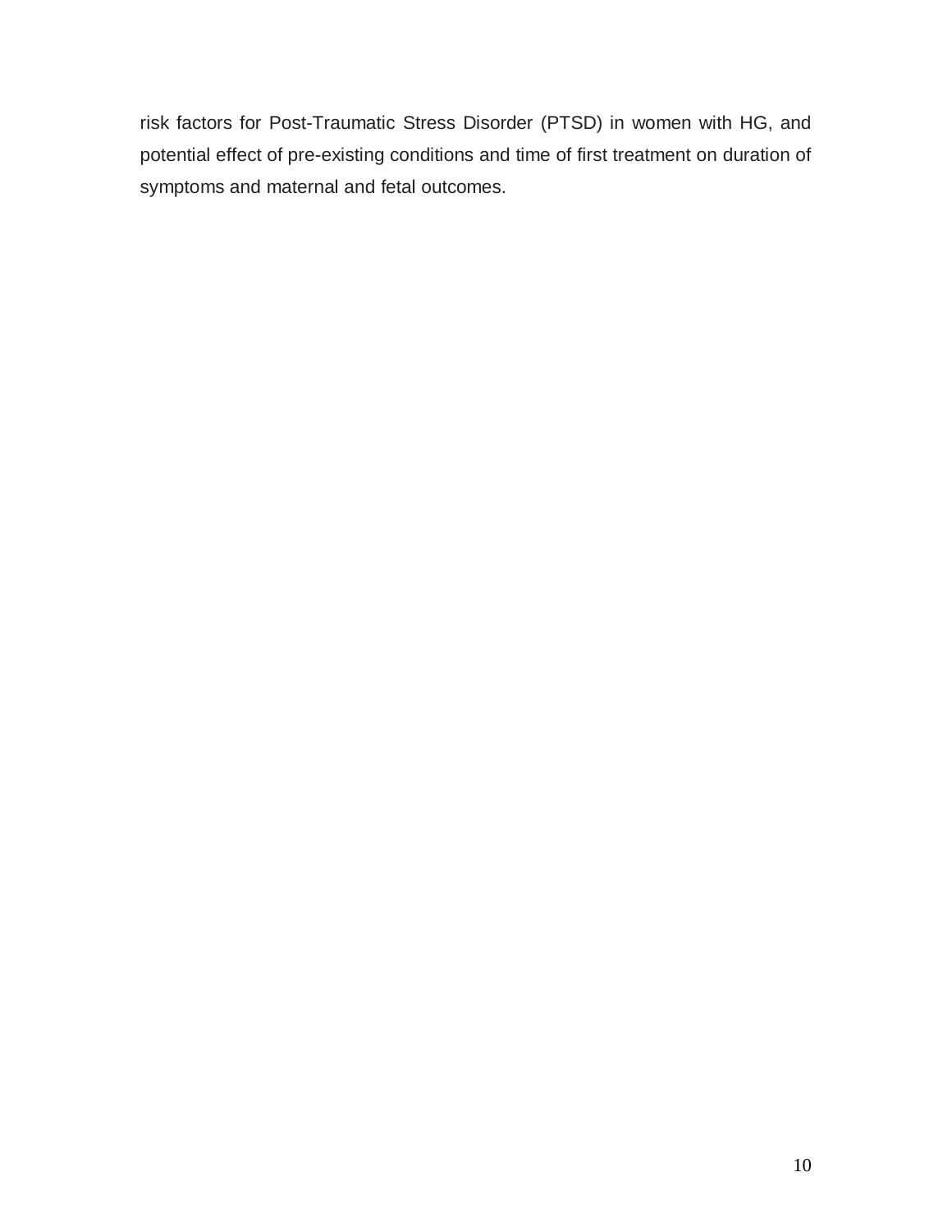risk factors for Post-Traumatic Stress Disorder (PTSD) in women with HG, and potential effect of pre-existing conditions and time of first treatment on duration of symptoms and maternal and fetal outcomes.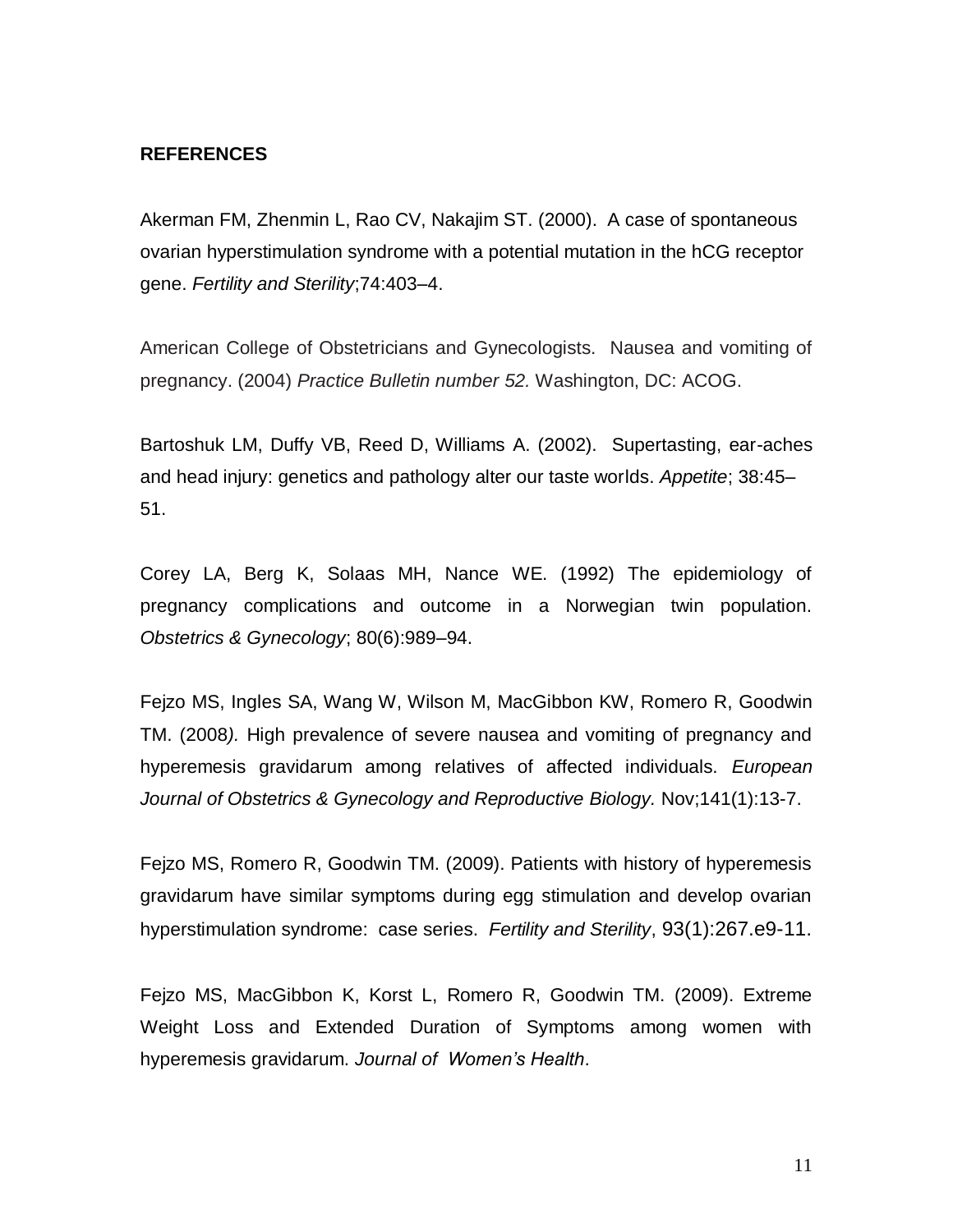**REFERENCES**

Akerman FM, Zhenmin L, Rao CV, Nakajim ST. (2000). A case of spontaneous ovarian hyperstimulation syndrome with a potential mutation in the hCG receptor gene. *Fertility and Sterility*;74:403–4.

American College of Obstetricians and Gynecologists. Nausea and vomiting of pregnancy. (2004) *Practice Bulletin number 52.* Washington, DC: ACOG.

Bartoshuk LM, Duffy VB, Reed D, Williams A. (2002). Supertasting, ear-aches and head injury: genetics and pathology alter our taste worlds. *Appetite*; 38:45–51.

Corey LA, Berg K, Solaas MH, Nance WE. (1992) The epidemiology of pregnancy complications and outcome in a Norwegian twin population. *Obstetrics & Gynecology*; 80(6):989–94.

Fejzo MS, Ingles SA, Wang W, Wilson M, MacGibbon KW, Romero R, Goodwin TM. (2008*).* High prevalence of severe nausea and vomiting of pregnancy and hyperemesis gravidarum among relatives of affected individuals. *European Journal of Obstetrics & Gynecology and Reproductive Biology.* Nov;141(1):13-7.

Fejzo MS, Romero R, Goodwin TM. (2009). Patients with history of hyperemesis gravidarum have similar symptoms during egg stimulation and develop ovarian hyperstimulation syndrome: case series. *Fertility and Sterility*, 93(1):267.e9-11.

Fejzo MS, MacGibbon K, Korst L, Romero R, Goodwin TM. (2009). Extreme Weight Loss and Extended Duration of Symptoms among women with hyperemesis gravidarum. *Journal of Women's Health*.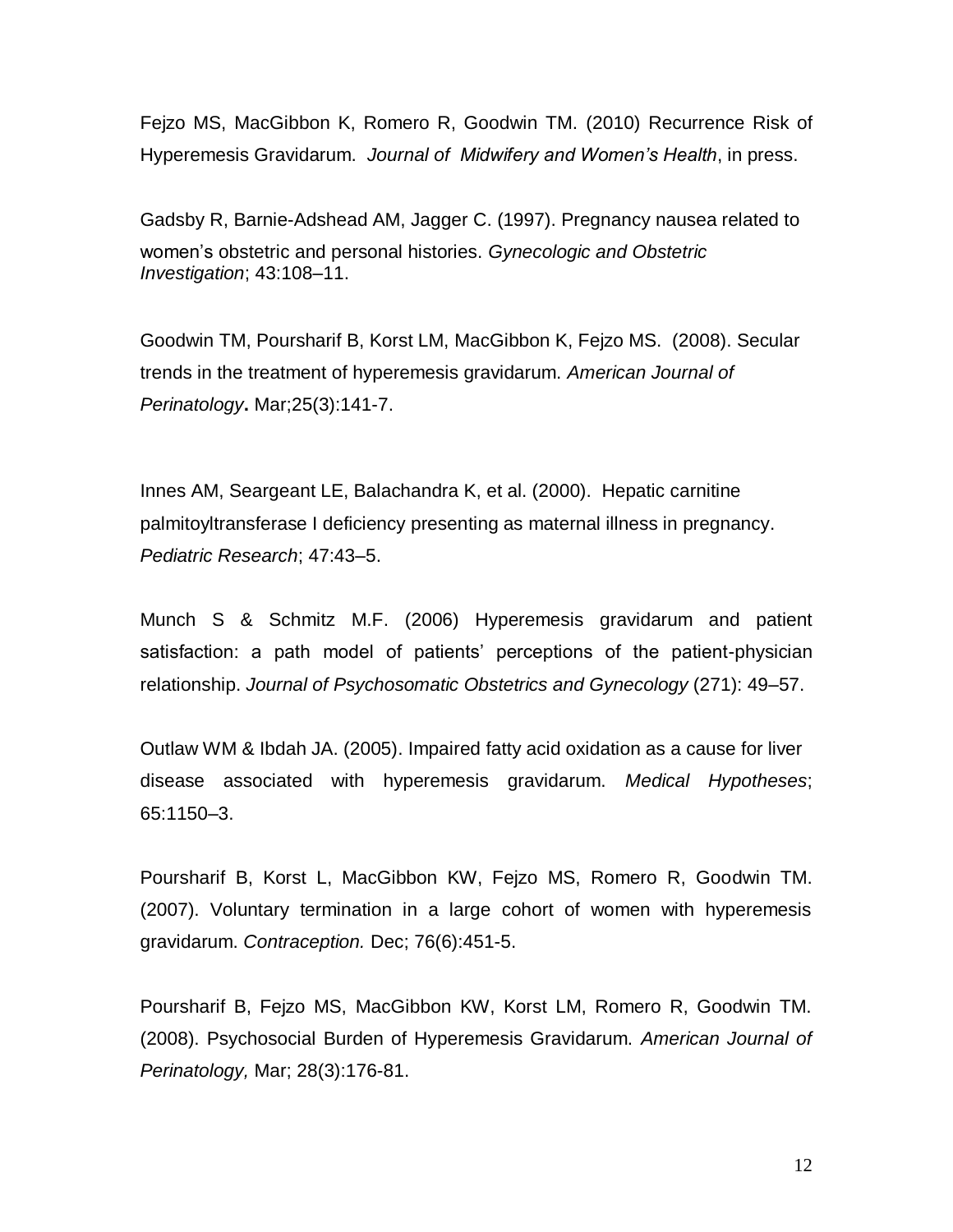Fejzo MS, MacGibbon K, Romero R, Goodwin TM. (2010) Recurrence Risk of Hyperemesis Gravidarum. *Journal of Midwifery and Women's Health*, in press.

Gadsby R, Barnie-Adshead AM, Jagger C. (1997). Pregnancy nausea related to women's obstetric and personal histories. *Gynecologic and Obstetric Investigation*; 43:108–11.

Goodwin TM, Poursharif B, Korst LM, MacGibbon K, Fejzo MS. (2008). Secular trends in the treatment of hyperemesis gravidarum. *American Journal of Perinatology***.** Mar;25(3):141-7.

Innes AM, Seargeant LE, Balachandra K, et al. (2000). Hepatic carnitine palmitoyltransferase I deficiency presenting as maternal illness in pregnancy. *Pediatric Research*; 47:43–5.

Munch S & Schmitz M.F. (2006) Hyperemesis gravidarum and patient satisfaction: a path model of patients' perceptions of the patient-physician relationship. *Journal of Psychosomatic Obstetrics and Gynecology* (271): 49–57.

Outlaw WM & Ibdah JA. (2005). Impaired fatty acid oxidation as a cause for liver disease associated with hyperemesis gravidarum. *Medical Hypotheses*; 65:1150–3.

Poursharif B, Korst L, MacGibbon KW, Fejzo MS, Romero R, Goodwin TM. (2007). Voluntary termination in a large cohort of women with hyperemesis gravidarum. *Contraception.* Dec; 76(6):451-5.

Poursharif B, Fejzo MS, MacGibbon KW, Korst LM, Romero R, Goodwin TM. (2008). Psychosocial Burden of Hyperemesis Gravidarum. *American Journal of Perinatology,* Mar; 28(3):176-81.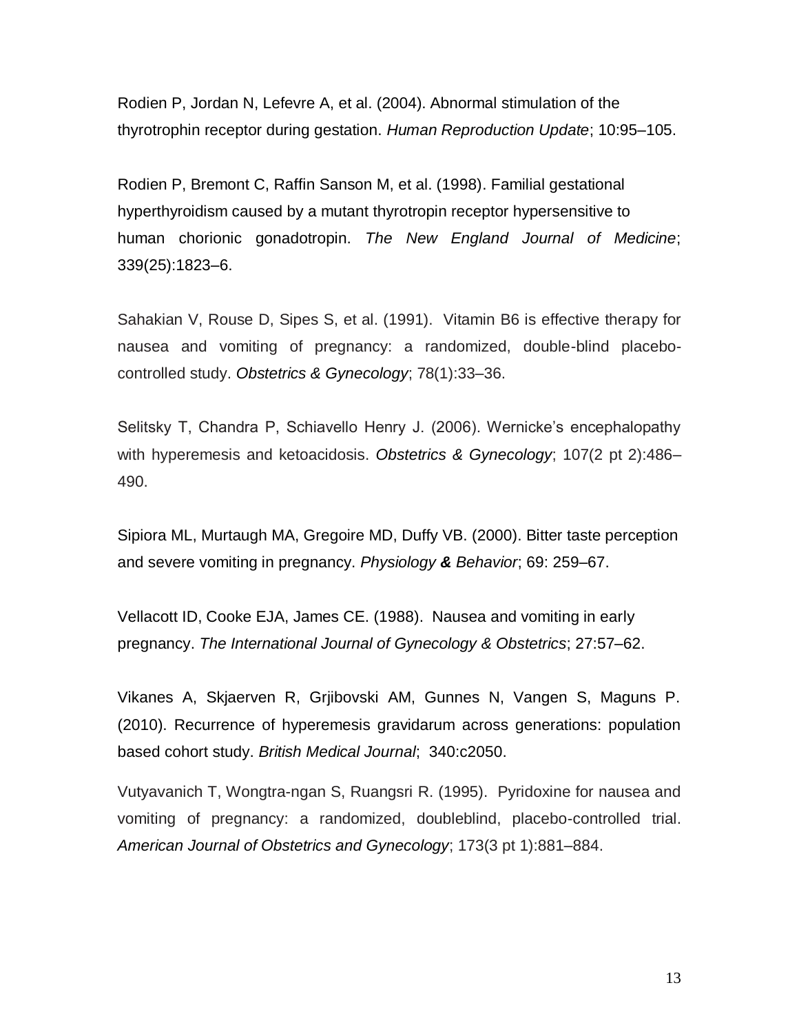Rodien P, Jordan N, Lefevre A, et al. (2004). Abnormal stimulation of the thyrotrophin receptor during gestation. *Human Reproduction Update*; 10:95–105.

Rodien P, Bremont C, Raffin Sanson M, et al. (1998). Familial gestational hyperthyroidism caused by a mutant thyrotropin receptor hypersensitive to human chorionic gonadotropin. *The New England Journal of Medicine*; 339(25):1823–6.

Sahakian V, Rouse D, Sipes S, et al. (1991). Vitamin B6 is effective therapy for nausea and vomiting of pregnancy: a randomized, double-blind placebo-controlled study. *Obstetrics & Gynecology*; 78(1):33–36.

Selitsky T, Chandra P, Schiavello Henry J. (2006). Wernicke's encephalopathy with hyperemesis and ketoacidosis. *Obstetrics & Gynecology*; 107(2 pt 2):486–490.

Sipiora ML, Murtaugh MA, Gregoire MD, Duffy VB. (2000). Bitter taste perception and severe vomiting in pregnancy. *Physiology & Behavior*; 69: 259–67.

Vellacott ID, Cooke EJA, James CE. (1988). Nausea and vomiting in early pregnancy. *The International Journal of Gynecology & Obstetrics*; 27:57–62.

Vikanes A, Skjaerven R, Grjibovski AM, Gunnes N, Vangen S, Maguns P. (2010). Recurrence of hyperemesis gravidarum across generations: population based cohort study. *British Medical Journal*; 340:c2050.

Vutyavanich T, Wongtra-ngan S, Ruangsri R. (1995). Pyridoxine for nausea and vomiting of pregnancy: a randomized, doubleblind, placebo-controlled trial. *American Journal of Obstetrics and Gynecology*; 173(3 pt 1):881–884.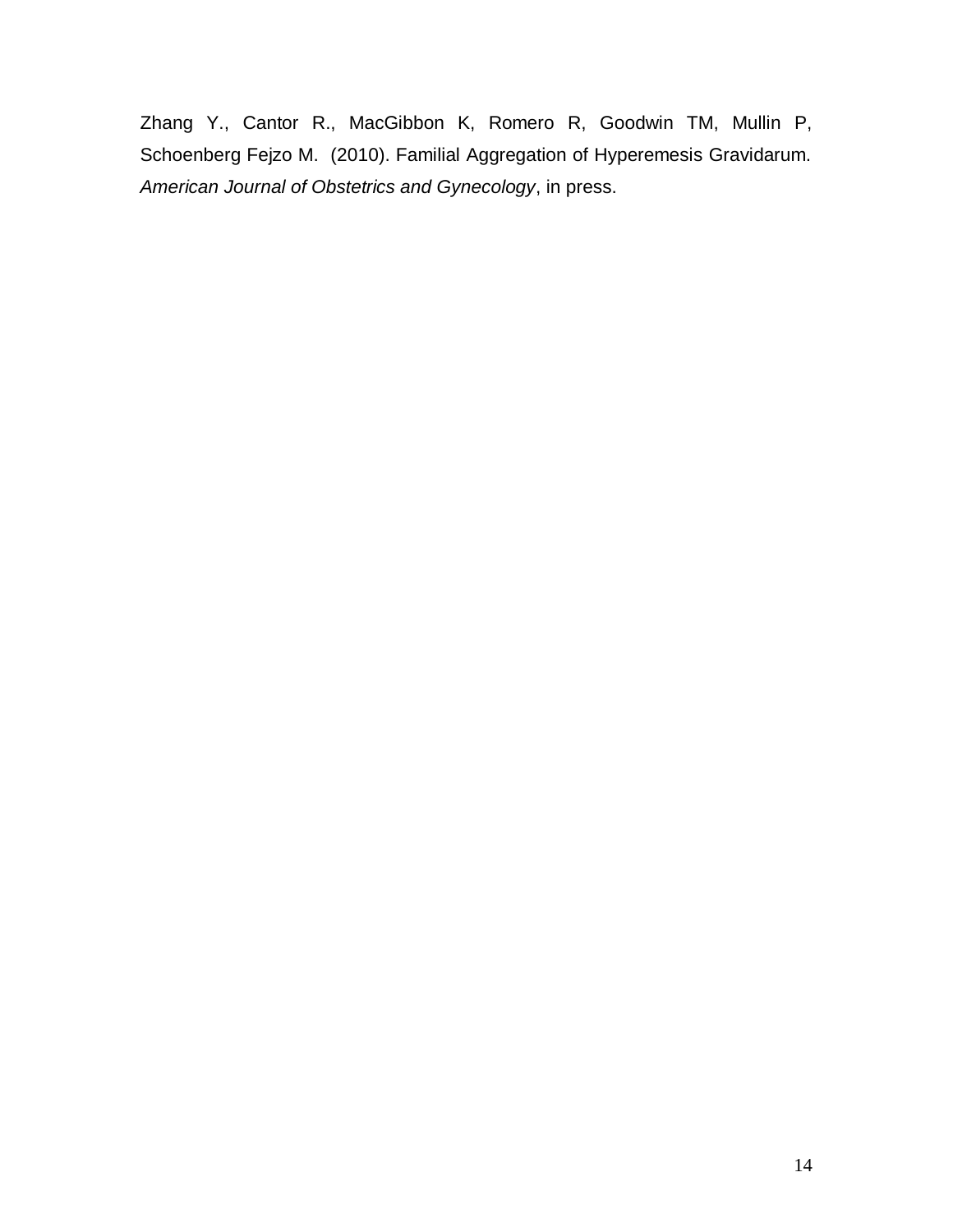Zhang Y., Cantor R., MacGibbon K, Romero R, Goodwin TM, Mullin P, Schoenberg Fejzo M. (2010). Familial Aggregation of Hyperemesis Gravidarum. *American Journal of Obstetrics and Gynecology*, in press.